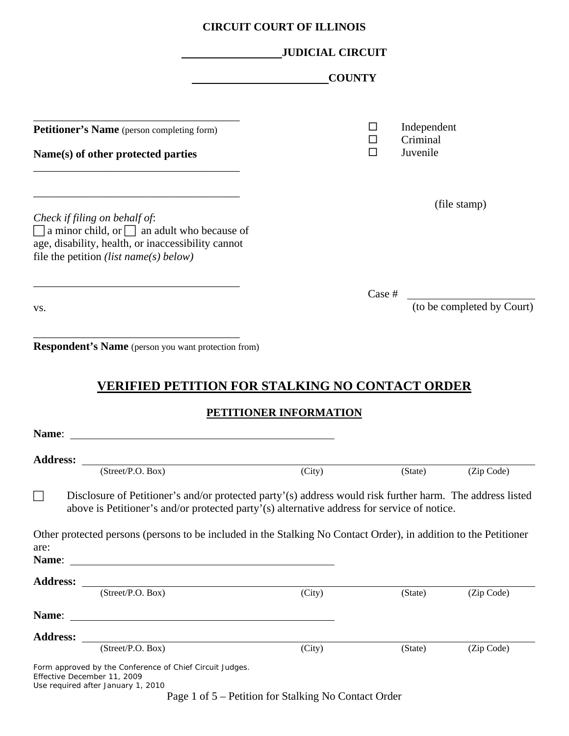**CIRCUIT COURT OF ILLINOIS**

**\_\_\_\_\_\_\_\_\_\_\_\_\_\_\_\_ JUDICIAL CIRCUIT**

**\_\_\_\_\_\_\_\_\_\_\_\_\_\_\_\_\_\_\_\_ COUNTY**

\_\_\_\_\_\_\_\_\_\_\_\_\_\_\_\_\_\_\_\_\_\_\_\_\_\_\_\_\_\_\_\_\_\_\_\_\_\_

**Petitioner's Name** (person completing form)

**Name(s) of other protected parties**

\_\_\_\_\_\_\_\_\_\_\_\_\_\_\_\_\_\_\_\_\_\_\_\_\_\_\_\_\_\_\_\_\_\_\_\_\_\_

\_\_\_\_\_\_\_\_\_\_\_\_\_\_\_\_\_\_\_\_\_\_\_\_\_\_\_\_\_\_\_\_\_\_\_\_\_\_

*Check if filing on behalf of*:
☐ a minor child, or ☐ an adult who because of age, disability, health, or inaccessibility cannot file the petition *(list name(s) below)*

\_\_\_\_\_\_\_\_\_\_\_\_\_\_\_\_\_\_\_\_\_\_\_\_\_\_\_\_\_\_\_\_\_\_\_\_\_\_

vs.

\_\_\_\_\_\_\_\_\_\_\_\_\_\_\_\_\_\_\_\_\_\_\_\_\_\_\_\_\_\_\_\_\_\_\_\_\_\_

**Respondent's Name** (person you want protection from)

☐ Independent
☐ Criminal
☐ Juvenile

(file stamp)

Case # \_\_\_\_\_\_\_\_\_\_\_\_\_\_\_\_\_\_\_\_
(to be completed by Court)

# VERIFIED PETITION FOR STALKING NO CONTACT ORDER

## PETITIONER INFORMATION

**Name**: \_\_\_\_\_\_\_\_\_\_\_\_\_\_\_\_\_\_\_\_\_\_\_\_\_\_\_\_\_\_\_\_\_\_\_\_\_\_\_\_

**Address:** \_\_\_\_\_\_\_\_\_\_\_\_\_\_\_\_\_\_\_\_\_\_\_\_\_\_\_\_\_\_\_\_\_\_\_\_\_\_\_\_\_\_\_\_\_\_\_\_\_\_\_\_\_\_\_\_\_\_
(Street/P.O. Box) (City) (State) (Zip Code)

☐ Disclosure of Petitioner's and/or protected party'(s) address would risk further harm. The address listed above is Petitioner's and/or protected party'(s) alternative address for service of notice.

Other protected persons (persons to be included in the Stalking No Contact Order), in addition to the Petitioner are:

**Name**: \_\_\_\_\_\_\_\_\_\_\_\_\_\_\_\_\_\_\_\_\_\_\_\_\_\_\_\_\_\_\_\_\_\_\_\_\_\_\_\_

**Address:** \_\_\_\_\_\_\_\_\_\_\_\_\_\_\_\_\_\_\_\_\_\_\_\_\_\_\_\_\_\_\_\_\_\_\_\_\_\_\_\_\_\_\_\_\_\_\_\_\_\_\_\_\_\_\_\_\_\_
(Street/P.O. Box) (City) (State) (Zip Code)

**Name**: \_\_\_\_\_\_\_\_\_\_\_\_\_\_\_\_\_\_\_\_\_\_\_\_\_\_\_\_\_\_\_\_\_\_\_\_\_\_\_\_

**Address:** \_\_\_\_\_\_\_\_\_\_\_\_\_\_\_\_\_\_\_\_\_\_\_\_\_\_\_\_\_\_\_\_\_\_\_\_\_\_\_\_\_\_\_\_\_\_\_\_\_\_\_\_\_\_\_\_\_\_
(Street/P.O. Box) (City) (State) (Zip Code)

Form approved by the Conference of Chief Circuit Judges.
Effective December 11, 2009
Use required after January 1, 2010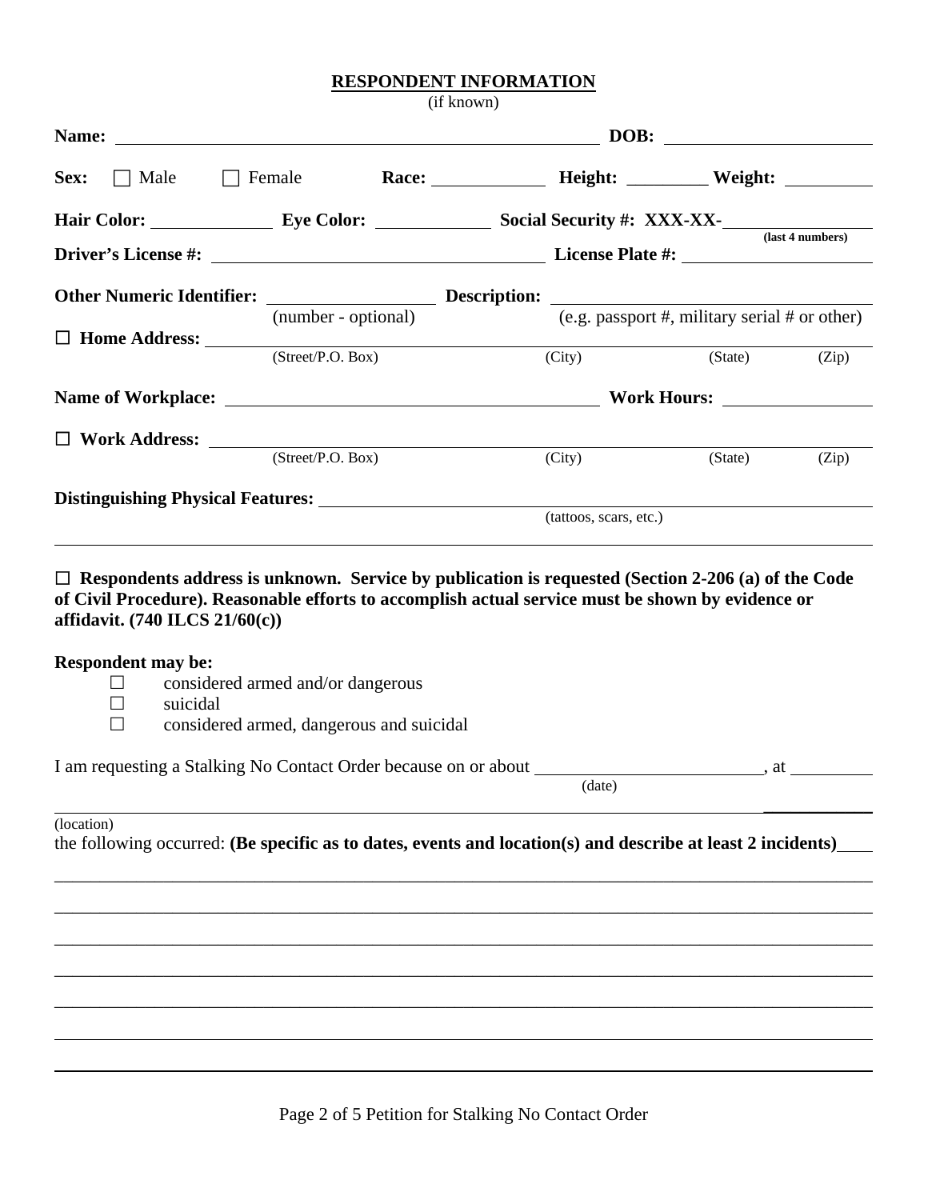## RESPONDENT INFORMATION

(if known)

**Name:** ______________________________________________ **DOB:** ____________________

**Sex:** ☐ Male ☐ Female **Race:** ____________ **Height:** _________ **Weight:** _________

**Hair Color:** _____________ **Eye Color:** _____________ **Social Security #: XXX-XX-**_______________ **(last 4 numbers)**

**Driver's License #:** ______________________________________ **License Plate #:** ____________________

**Other Numeric Identifier:** __________________ (number - optional) **Description:** ______________________________ (e.g. passport #, military serial # or other)

☐ **Home Address:** ______________________________________________________________
(Street/P.O. Box) (City) (State) (Zip)

**Name of Workplace:** ______________________________________ **Work Hours:** ________________

☐ **Work Address:** ______________________________________________________________
(Street/P.O. Box) (City) (State) (Zip)

**Distinguishing Physical Features:** ______________________________________________________
(tattoos, scars, etc.)

___________________________________________________________________________________

☐ **Respondents address is unknown. Service by publication is requested (Section 2-206 (a) of the Code of Civil Procedure). Reasonable efforts to accomplish actual service must be shown by evidence or affidavit. (740 ILCS 21/60(c))**

**Respondent may be:**

- ☐ considered armed and/or dangerous
- ☐ suicidal
- ☐ considered armed, dangerous and suicidal

I am requesting a Stalking No Contact Order because on or about ________________________ (date), at _________

___________________________________________________________________________________
(location)

the following occurred: **(Be specific as to dates, events and location(s) and describe at least 2 incidents)**____

___________________________________________________________________________________

___________________________________________________________________________________

___________________________________________________________________________________

___________________________________________________________________________________

___________________________________________________________________________________

___________________________________________________________________________________

___________________________________________________________________________________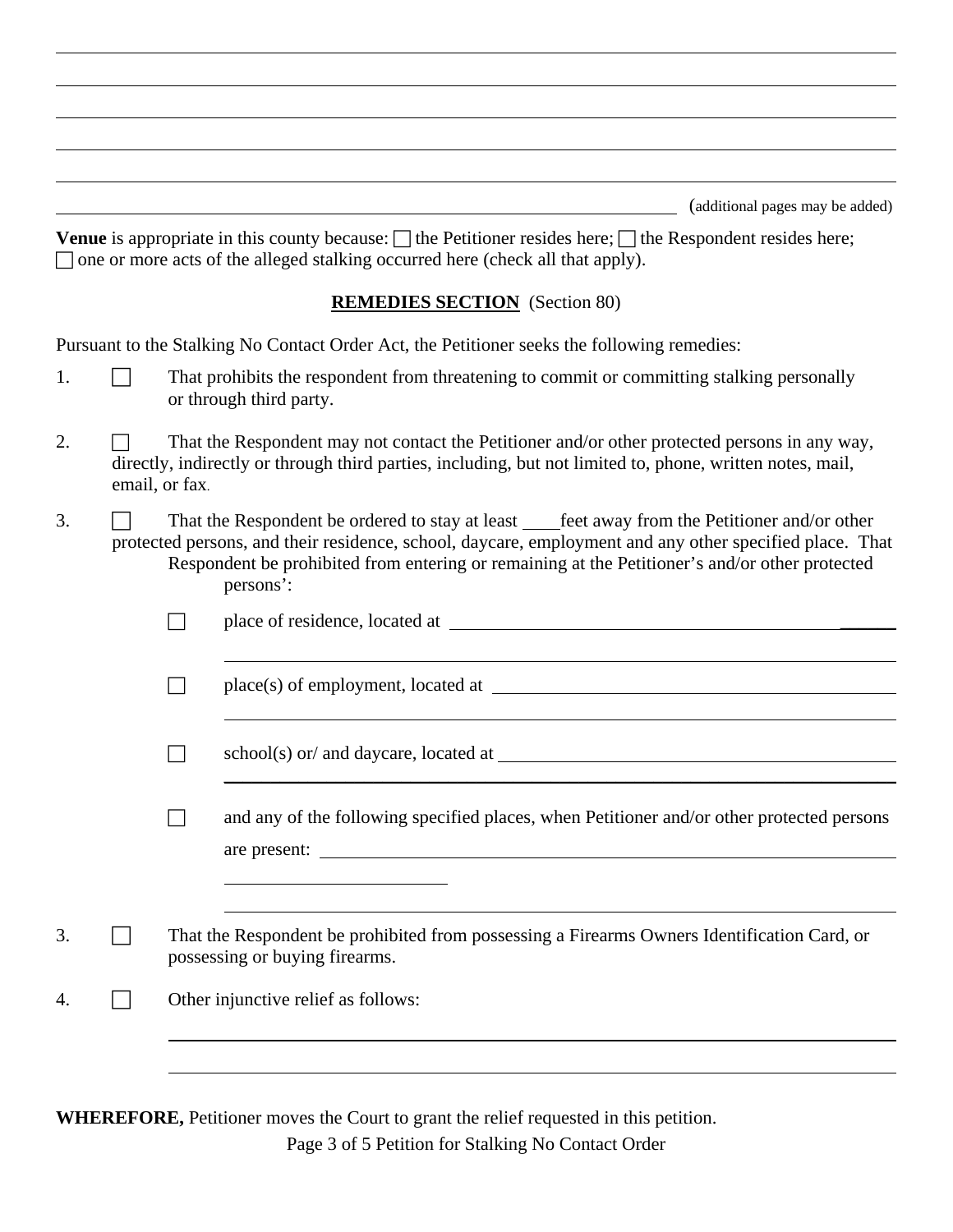\_\_\_\_\_\_\_\_\_\_\_\_\_\_\_\_\_\_\_\_\_\_\_\_\_\_\_\_\_\_\_\_\_\_\_\_\_\_\_\_\_\_\_\_\_\_\_\_\_\_\_\_\_\_\_\_\_\_\_\_\_\_\_\_\_\_\_\_\_\_\_\_\_\_\_\_\_\_

\_\_\_\_\_\_\_\_\_\_\_\_\_\_\_\_\_\_\_\_\_\_\_\_\_\_\_\_\_\_\_\_\_\_\_\_\_\_\_\_\_\_\_\_\_\_\_\_\_\_\_\_\_\_\_\_\_\_\_\_\_\_\_\_\_\_\_\_\_\_\_\_\_\_\_\_\_\_

\_\_\_\_\_\_\_\_\_\_\_\_\_\_\_\_\_\_\_\_\_\_\_\_\_\_\_\_\_\_\_\_\_\_\_\_\_\_\_\_\_\_\_\_\_\_\_\_\_\_\_\_\_\_\_\_\_\_\_\_\_\_\_\_\_\_\_\_\_\_\_\_\_\_\_\_\_\_

\_\_\_\_\_\_\_\_\_\_\_\_\_\_\_\_\_\_\_\_\_\_\_\_\_\_\_\_\_\_\_\_\_\_\_\_\_\_\_\_\_\_\_\_\_\_\_\_\_\_\_\_\_\_\_\_\_\_\_\_\_\_\_\_\_\_\_\_\_\_\_\_\_\_\_\_\_\_

\_\_\_\_\_\_\_\_\_\_\_\_\_\_\_\_\_\_\_\_\_\_\_\_\_\_\_\_\_\_\_\_\_\_\_\_\_\_\_\_\_\_\_\_\_\_\_\_\_\_\_\_\_\_\_\_\_\_\_\_\_\_\_\_\_\_\_\_\_\_\_\_\_\_\_\_\_\_

\_\_\_\_\_\_\_\_\_\_\_\_\_\_\_\_\_\_\_\_\_\_\_\_\_\_\_\_\_\_\_\_\_\_\_\_\_\_\_\_\_\_\_\_\_\_\_\_\_\_\_\_\_\_\_\_\_\_\_\_\_\_\_\_\_ (additional pages may be added)

**Venue** is appropriate in this county because: ☐ the Petitioner resides here; ☐ the Respondent resides here; ☐ one or more acts of the alleged stalking occurred here (check all that apply).

**REMEDIES SECTION** (Section 80)

Pursuant to the Stalking No Contact Order Act, the Petitioner seeks the following remedies:

1. ☐ That prohibits the respondent from threatening to commit or committing stalking personally or through third party.

2. ☐ That the Respondent may not contact the Petitioner and/or other protected persons in any way, directly, indirectly or through third parties, including, but not limited to, phone, written notes, mail, email, or fax.

3. ☐ That the Respondent be ordered to stay at least \_\_\_\_feet away from the Petitioner and/or other protected persons, and their residence, school, daycare, employment and any other specified place. That Respondent be prohibited from entering or remaining at the Petitioner's and/or other protected persons':

   ☐ place of residence, located at \_\_\_\_\_\_\_\_\_\_\_\_\_\_\_\_\_\_\_\_\_\_\_\_\_\_\_\_\_\_\_\_\_\_\_\_\_\_\_\_\_\_\_\_\_\_\_\_

   \_\_\_\_\_\_\_\_\_\_\_\_\_\_\_\_\_\_\_\_\_\_\_\_\_\_\_\_\_\_\_\_\_\_\_\_\_\_\_\_\_\_\_\_\_\_\_\_\_\_\_\_\_\_\_\_\_\_\_\_

   ☐ place(s) of employment, located at \_\_\_\_\_\_\_\_\_\_\_\_\_\_\_\_\_\_\_\_\_\_\_\_\_\_\_\_\_\_\_\_\_\_\_\_\_\_\_\_\_\_

   \_\_\_\_\_\_\_\_\_\_\_\_\_\_\_\_\_\_\_\_\_\_\_\_\_\_\_\_\_\_\_\_\_\_\_\_\_\_\_\_\_\_\_\_\_\_\_\_\_\_\_\_\_\_\_\_\_\_\_\_

   ☐ school(s) or/ and daycare, located at \_\_\_\_\_\_\_\_\_\_\_\_\_\_\_\_\_\_\_\_\_\_\_\_\_\_\_\_\_\_\_\_\_\_\_\_\_\_\_\_

   \_\_\_\_\_\_\_\_\_\_\_\_\_\_\_\_\_\_\_\_\_\_\_\_\_\_\_\_\_\_\_\_\_\_\_\_\_\_\_\_\_\_\_\_\_\_\_\_\_\_\_\_\_\_\_\_\_\_\_\_

   ☐ and any of the following specified places, when Petitioner and/or other protected persons are present: \_\_\_\_\_\_\_\_\_\_\_\_\_\_\_\_\_\_\_\_\_\_\_\_\_\_\_\_\_\_\_\_\_\_\_\_\_\_\_\_\_\_\_\_\_\_\_\_\_\_\_\_\_\_\_\_

   \_\_\_\_\_\_\_\_\_\_\_\_\_\_\_\_\_\_\_\_\_\_\_\_\_\_

   \_\_\_\_\_\_\_\_\_\_\_\_\_\_\_\_\_\_\_\_\_\_\_\_\_\_\_\_\_\_\_\_\_\_\_\_\_\_\_\_\_\_\_\_\_\_\_\_\_\_\_\_\_\_\_\_\_\_\_\_

3. ☐ That the Respondent be prohibited from possessing a Firearms Owners Identification Card, or possessing or buying firearms.

4. ☐ Other injunctive relief as follows:

   \_\_\_\_\_\_\_\_\_\_\_\_\_\_\_\_\_\_\_\_\_\_\_\_\_\_\_\_\_\_\_\_\_\_\_\_\_\_\_\_\_\_\_\_\_\_\_\_\_\_\_\_\_\_\_\_\_\_\_\_\_\_\_\_\_\_\_\_\_\_

   \_\_\_\_\_\_\_\_\_\_\_\_\_\_\_\_\_\_\_\_\_\_\_\_\_\_\_\_\_\_\_\_\_\_\_\_\_\_\_\_\_\_\_\_\_\_\_\_\_\_\_\_\_\_\_\_\_\_\_\_\_\_\_\_\_\_\_\_\_\_

**WHEREFORE,** Petitioner moves the Court to grant the relief requested in this petition.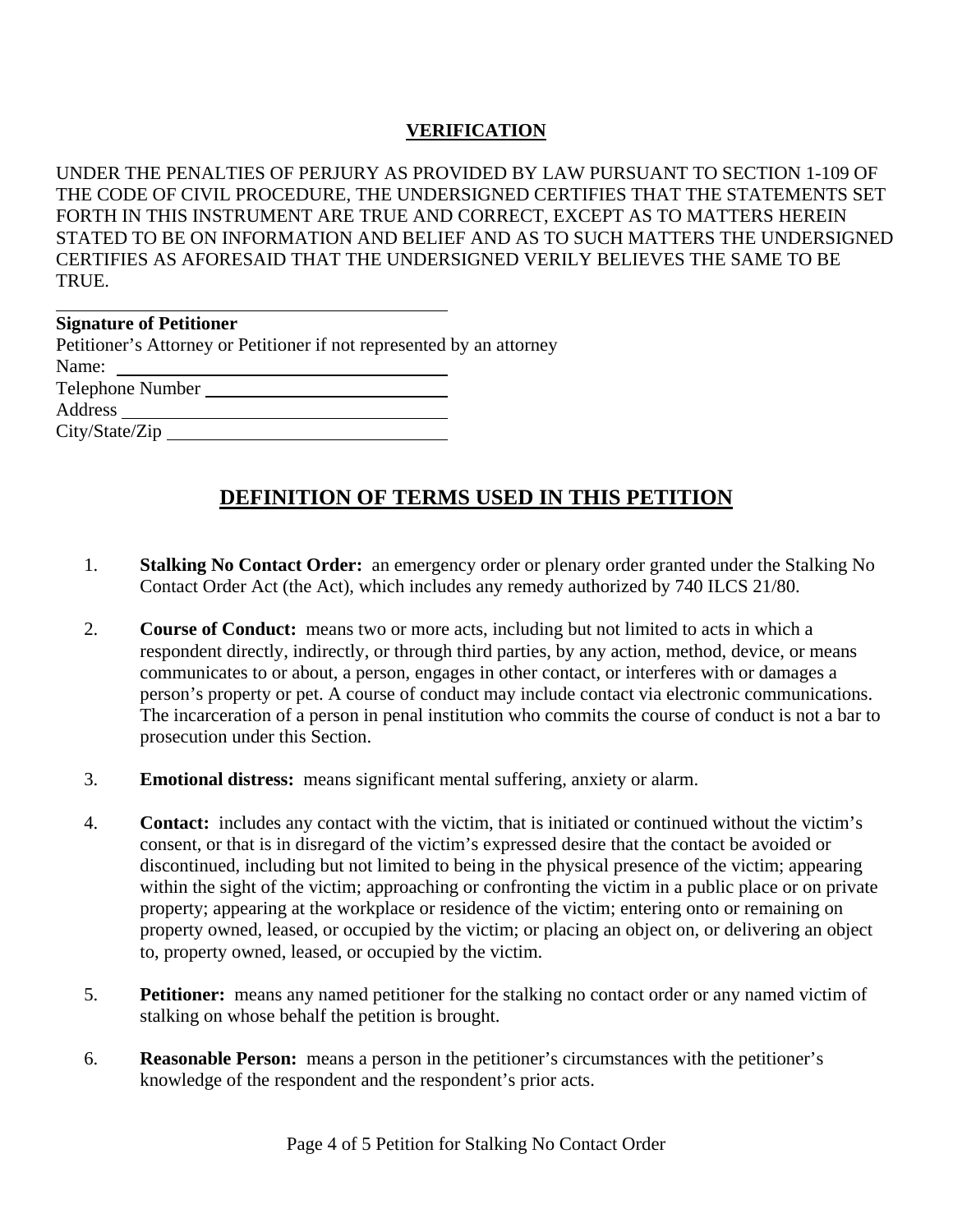**VERIFICATION**

UNDER THE PENALTIES OF PERJURY AS PROVIDED BY LAW PURSUANT TO SECTION 1-109 OF THE CODE OF CIVIL PROCEDURE, THE UNDERSIGNED CERTIFIES THAT THE STATEMENTS SET FORTH IN THIS INSTRUMENT ARE TRUE AND CORRECT, EXCEPT AS TO MATTERS HEREIN STATED TO BE ON INFORMATION AND BELIEF AND AS TO SUCH MATTERS THE UNDERSIGNED CERTIFIES AS AFORESAID THAT THE UNDERSIGNED VERILY BELIEVES THE SAME TO BE TRUE.

______________________________________
**Signature of Petitioner**
Petitioner's Attorney or Petitioner if not represented by an attorney
Name: ________________________________
Telephone Number ______________________
Address ______________________________
City/State/Zip __________________________

## DEFINITION OF TERMS USED IN THIS PETITION

1. **Stalking No Contact Order:** an emergency order or plenary order granted under the Stalking No Contact Order Act (the Act), which includes any remedy authorized by 740 ILCS 21/80.

2. **Course of Conduct:** means two or more acts, including but not limited to acts in which a respondent directly, indirectly, or through third parties, by any action, method, device, or means communicates to or about, a person, engages in other contact, or interferes with or damages a person's property or pet. A course of conduct may include contact via electronic communications. The incarceration of a person in penal institution who commits the course of conduct is not a bar to prosecution under this Section.

3. **Emotional distress:** means significant mental suffering, anxiety or alarm.

4. **Contact:** includes any contact with the victim, that is initiated or continued without the victim's consent, or that is in disregard of the victim's expressed desire that the contact be avoided or discontinued, including but not limited to being in the physical presence of the victim; appearing within the sight of the victim; approaching or confronting the victim in a public place or on private property; appearing at the workplace or residence of the victim; entering onto or remaining on property owned, leased, or occupied by the victim; or placing an object on, or delivering an object to, property owned, leased, or occupied by the victim.

5. **Petitioner:** means any named petitioner for the stalking no contact order or any named victim of stalking on whose behalf the petition is brought.

6. **Reasonable Person:** means a person in the petitioner's circumstances with the petitioner's knowledge of the respondent and the respondent's prior acts.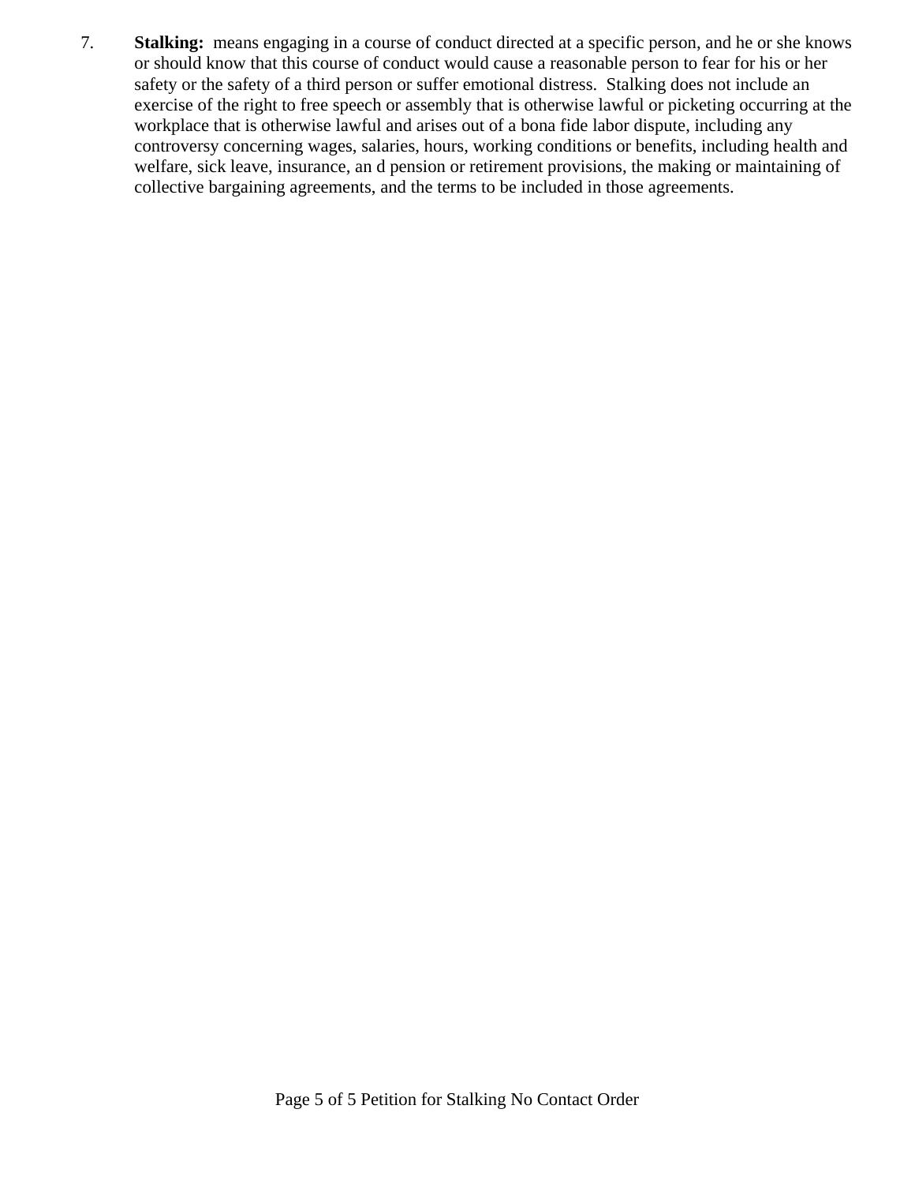7. **Stalking:** means engaging in a course of conduct directed at a specific person, and he or she knows or should know that this course of conduct would cause a reasonable person to fear for his or her safety or the safety of a third person or suffer emotional distress. Stalking does not include an exercise of the right to free speech or assembly that is otherwise lawful or picketing occurring at the workplace that is otherwise lawful and arises out of a bona fide labor dispute, including any controversy concerning wages, salaries, hours, working conditions or benefits, including health and welfare, sick leave, insurance, an d pension or retirement provisions, the making or maintaining of collective bargaining agreements, and the terms to be included in those agreements.